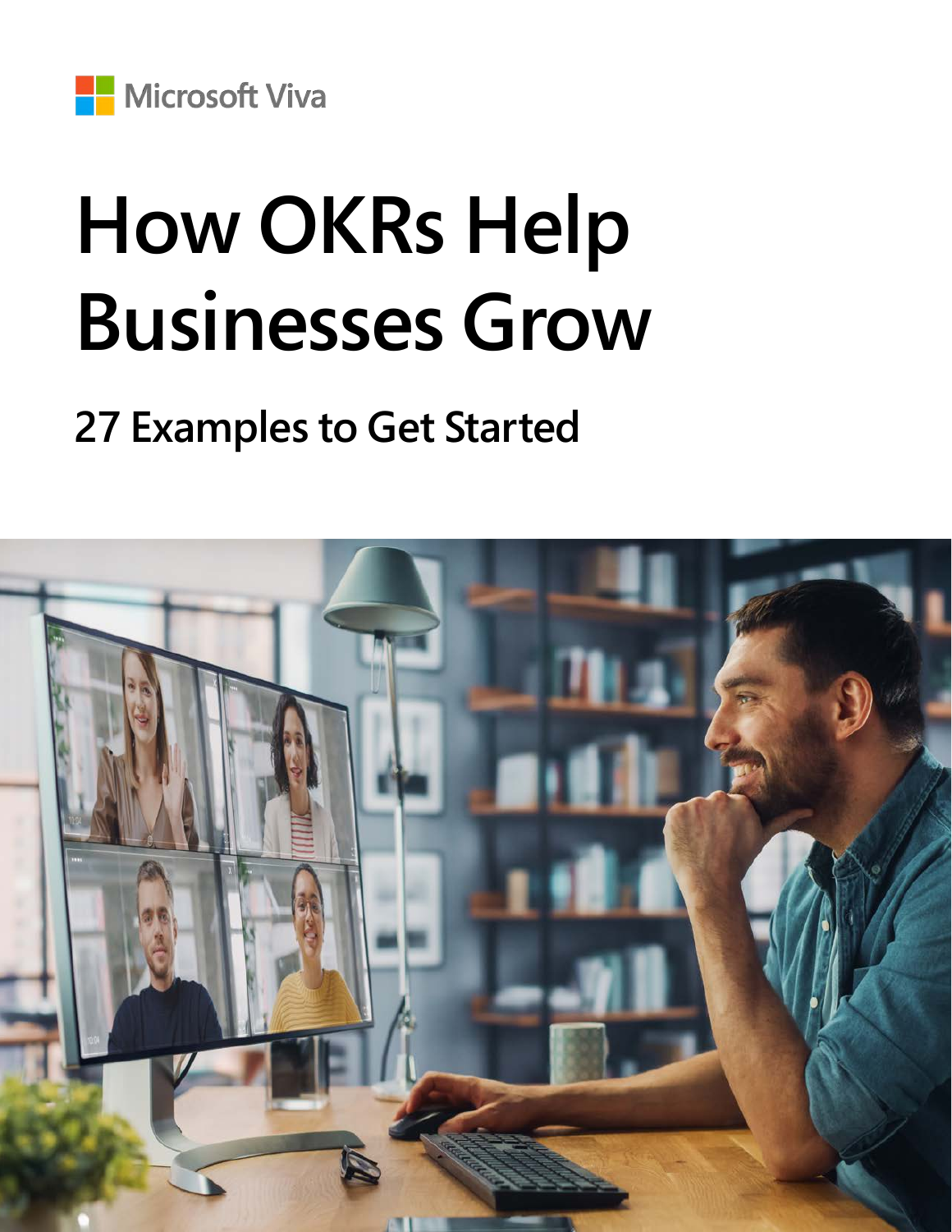Microsoft Viva

# How OKRs Help Businesses Grow

## 27 Examples to Get Started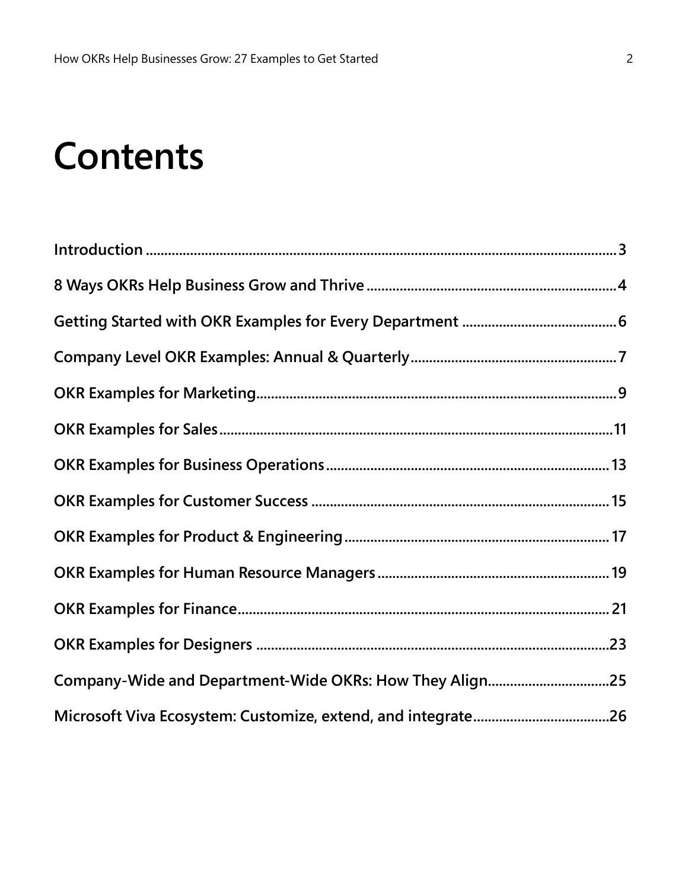# Contents

| | |
|---|---|
| **Introduction** | **3** |
| **8 Ways OKRs Help Business Grow and Thrive** | **4** |
| **Getting Started with OKR Examples for Every Department** | **6** |
| **Company Level OKR Examples: Annual & Quarterly** | **7** |
| **OKR Examples for Marketing** | **9** |
| **OKR Examples for Sales** | **11** |
| **OKR Examples for Business Operations** | **13** |
| **OKR Examples for Customer Success** | **15** |
| **OKR Examples for Product & Engineering** | **17** |
| **OKR Examples for Human Resource Managers** | **19** |
| **OKR Examples for Finance** | **21** |
| **OKR Examples for Designers** | **23** |
| **Company-Wide and Department-Wide OKRs: How They Align** | **25** |
| **Microsoft Viva Ecosystem: Customize, extend, and integrate** | **26** |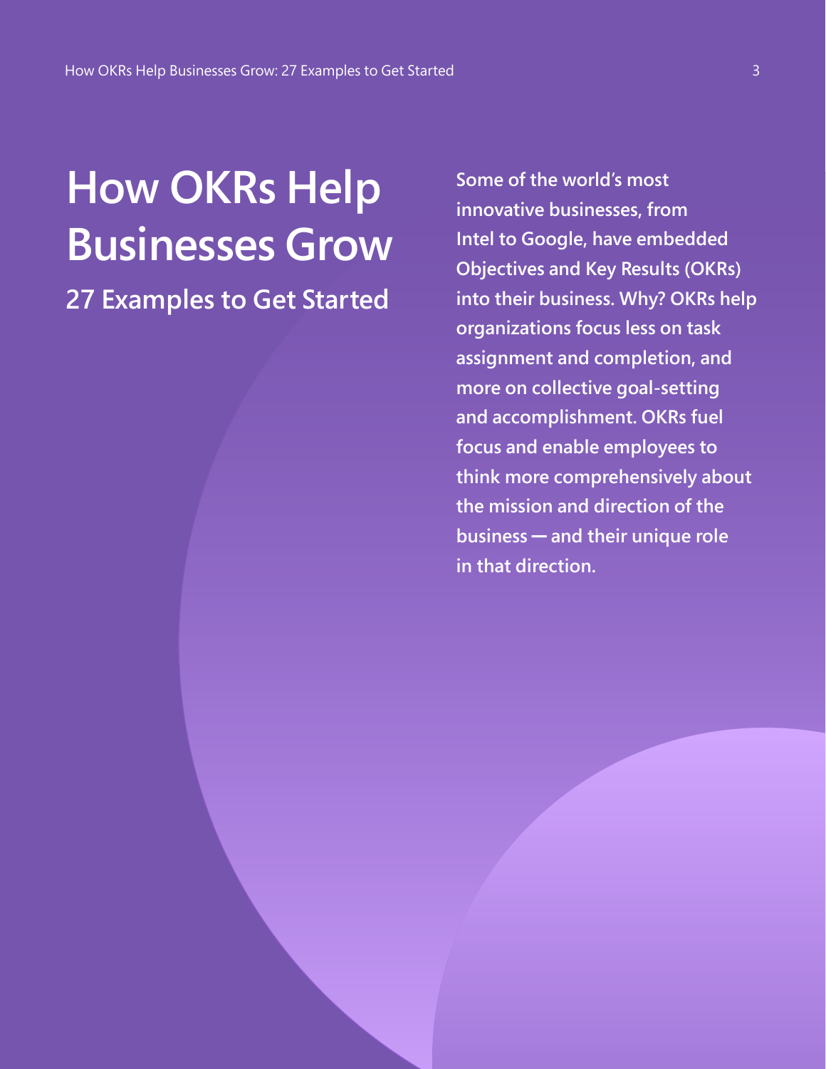# How OKRs Help Businesses Grow

## 27 Examples to Get Started

**Some of the world's most innovative businesses, from Intel to Google, have embedded Objectives and Key Results (OKRs) into their business. Why? OKRs help organizations focus less on task assignment and completion, and more on collective goal-setting and accomplishment. OKRs fuel focus and enable employees to think more comprehensively about the mission and direction of the business — and their unique role in that direction.**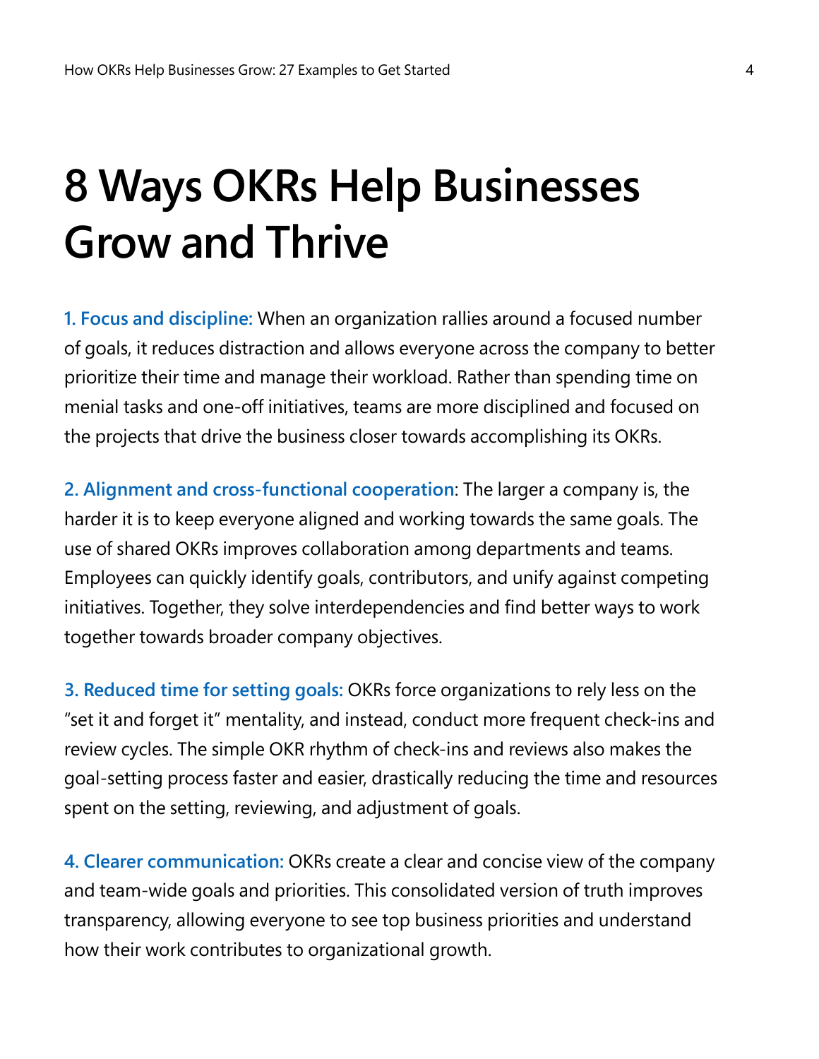# 8 Ways OKRs Help Businesses Grow and Thrive

**1. Focus and discipline:** When an organization rallies around a focused number of goals, it reduces distraction and allows everyone across the company to better prioritize their time and manage their workload. Rather than spending time on menial tasks and one-off initiatives, teams are more disciplined and focused on the projects that drive the business closer towards accomplishing its OKRs.

**2. Alignment and cross-functional cooperation**: The larger a company is, the harder it is to keep everyone aligned and working towards the same goals. The use of shared OKRs improves collaboration among departments and teams. Employees can quickly identify goals, contributors, and unify against competing initiatives. Together, they solve interdependencies and find better ways to work together towards broader company objectives.

**3. Reduced time for setting goals:** OKRs force organizations to rely less on the "set it and forget it" mentality, and instead, conduct more frequent check-ins and review cycles. The simple OKR rhythm of check-ins and reviews also makes the goal-setting process faster and easier, drastically reducing the time and resources spent on the setting, reviewing, and adjustment of goals.

**4. Clearer communication:** OKRs create a clear and concise view of the company and team-wide goals and priorities. This consolidated version of truth improves transparency, allowing everyone to see top business priorities and understand how their work contributes to organizational growth.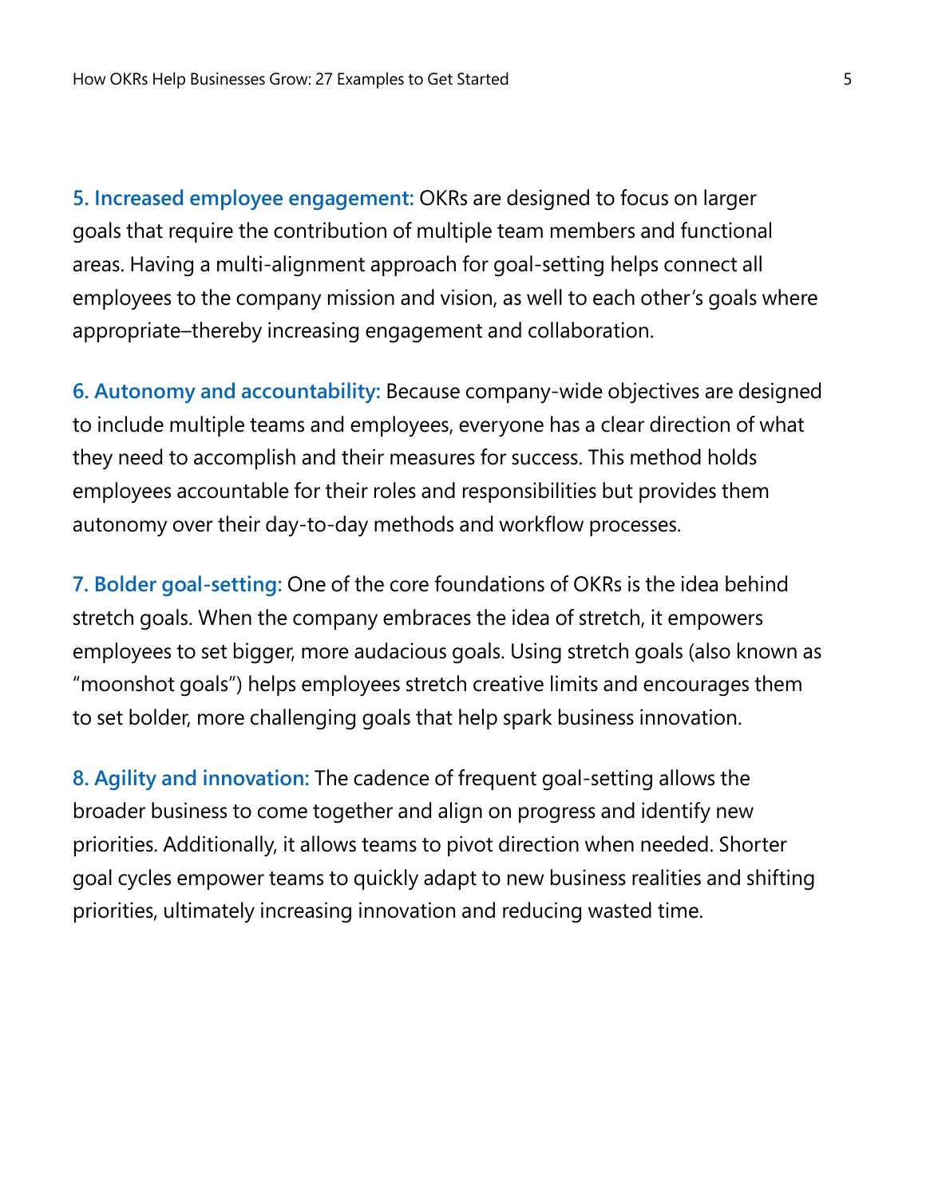**5. Increased employee engagement:** OKRs are designed to focus on larger goals that require the contribution of multiple team members and functional areas. Having a multi-alignment approach for goal-setting helps connect all employees to the company mission and vision, as well to each other's goals where appropriate–thereby increasing engagement and collaboration.

**6. Autonomy and accountability:** Because company-wide objectives are designed to include multiple teams and employees, everyone has a clear direction of what they need to accomplish and their measures for success. This method holds employees accountable for their roles and responsibilities but provides them autonomy over their day-to-day methods and workflow processes.

**7. Bolder goal-setting:** One of the core foundations of OKRs is the idea behind stretch goals. When the company embraces the idea of stretch, it empowers employees to set bigger, more audacious goals. Using stretch goals (also known as "moonshot goals") helps employees stretch creative limits and encourages them to set bolder, more challenging goals that help spark business innovation.

**8. Agility and innovation:** The cadence of frequent goal-setting allows the broader business to come together and align on progress and identify new priorities. Additionally, it allows teams to pivot direction when needed. Shorter goal cycles empower teams to quickly adapt to new business realities and shifting priorities, ultimately increasing innovation and reducing wasted time.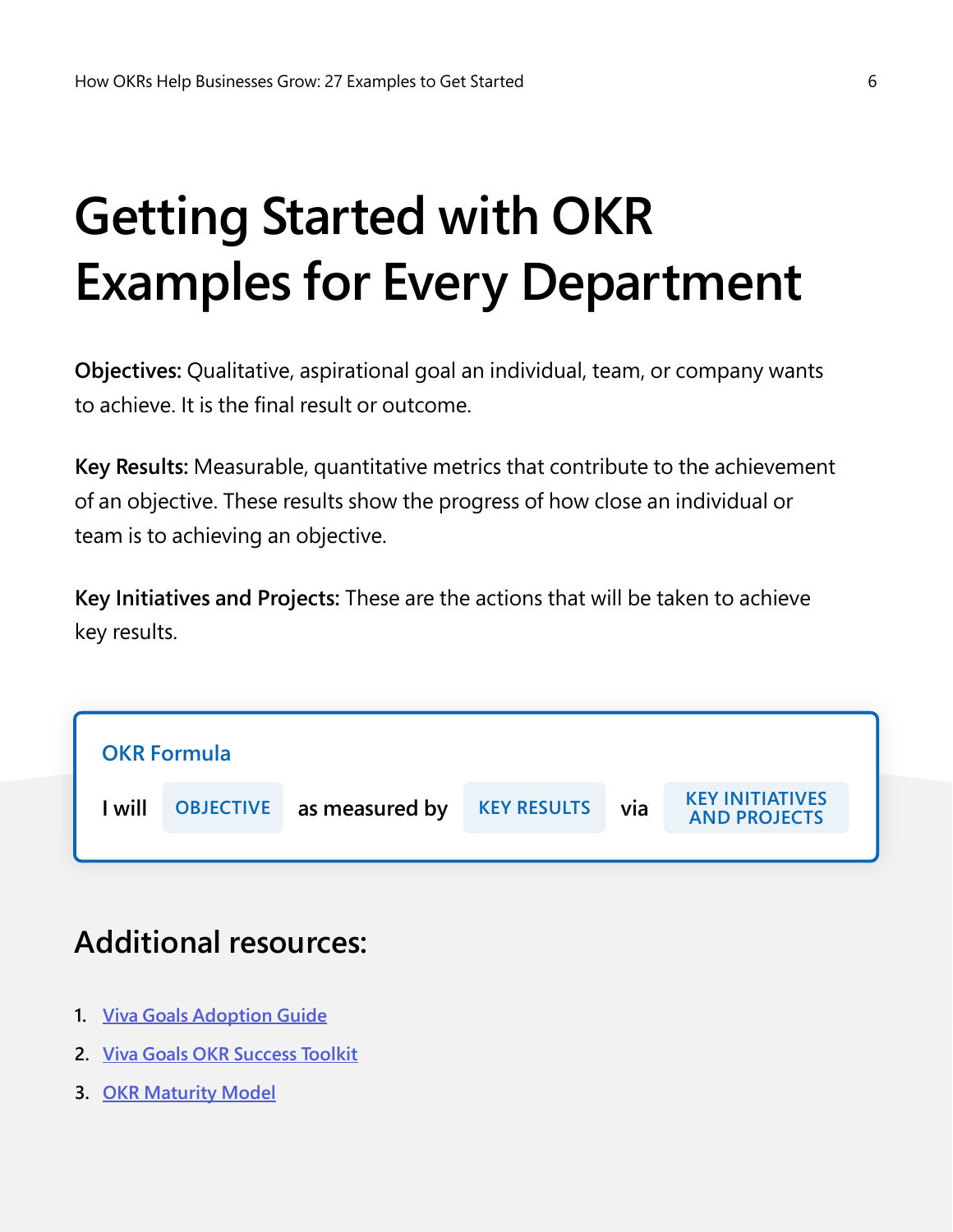# Getting Started with OKR Examples for Every Department

**Objectives:** Qualitative, aspirational goal an individual, team, or company wants to achieve. It is the final result or outcome.

**Key Results:** Measurable, quantitative metrics that contribute to the achievement of an objective. These results show the progress of how close an individual or team is to achieving an objective.

**Key Initiatives and Projects:** These are the actions that will be taken to achieve key results.

### OKR Formula

I will **OBJECTIVE** as measured by **KEY RESULTS** via **KEY INITIATIVES AND PROJECTS**

## Additional resources:

1. Viva Goals Adoption Guide
2. Viva Goals OKR Success Toolkit
3. OKR Maturity Model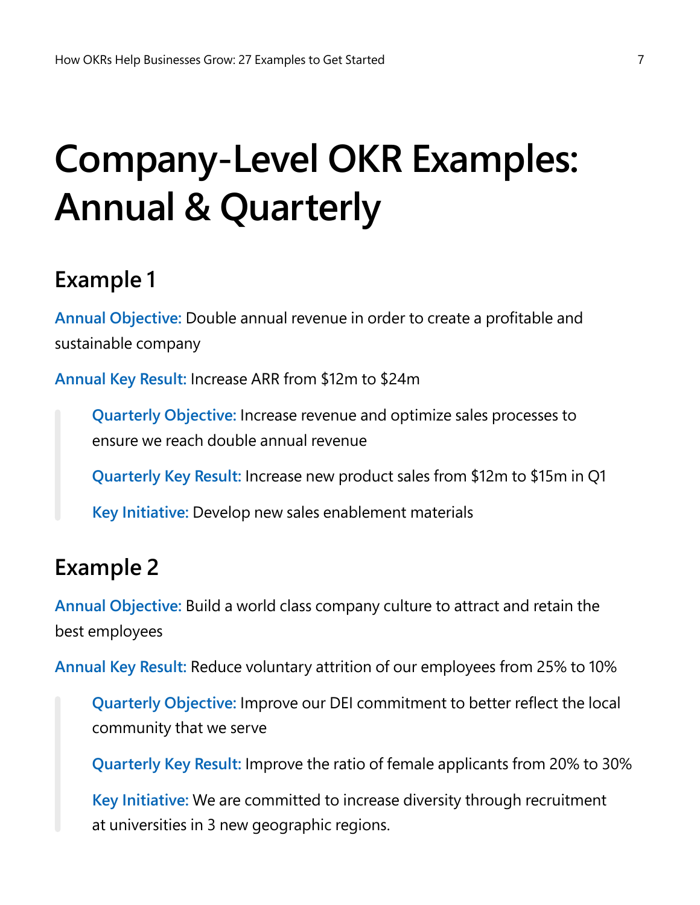# Company-Level OKR Examples: Annual & Quarterly

## Example 1

**Annual Objective:** Double annual revenue in order to create a profitable and sustainable company

**Annual Key Result:** Increase ARR from $12m to $24m

> **Quarterly Objective:** Increase revenue and optimize sales processes to ensure we reach double annual revenue
>
> **Quarterly Key Result:** Increase new product sales from $12m to $15m in Q1
>
> **Key Initiative:** Develop new sales enablement materials

## Example 2

**Annual Objective:** Build a world class company culture to attract and retain the best employees

**Annual Key Result:** Reduce voluntary attrition of our employees from 25% to 10%

> **Quarterly Objective:** Improve our DEI commitment to better reflect the local community that we serve
>
> **Quarterly Key Result:** Improve the ratio of female applicants from 20% to 30%
>
> **Key Initiative:** We are committed to increase diversity through recruitment at universities in 3 new geographic regions.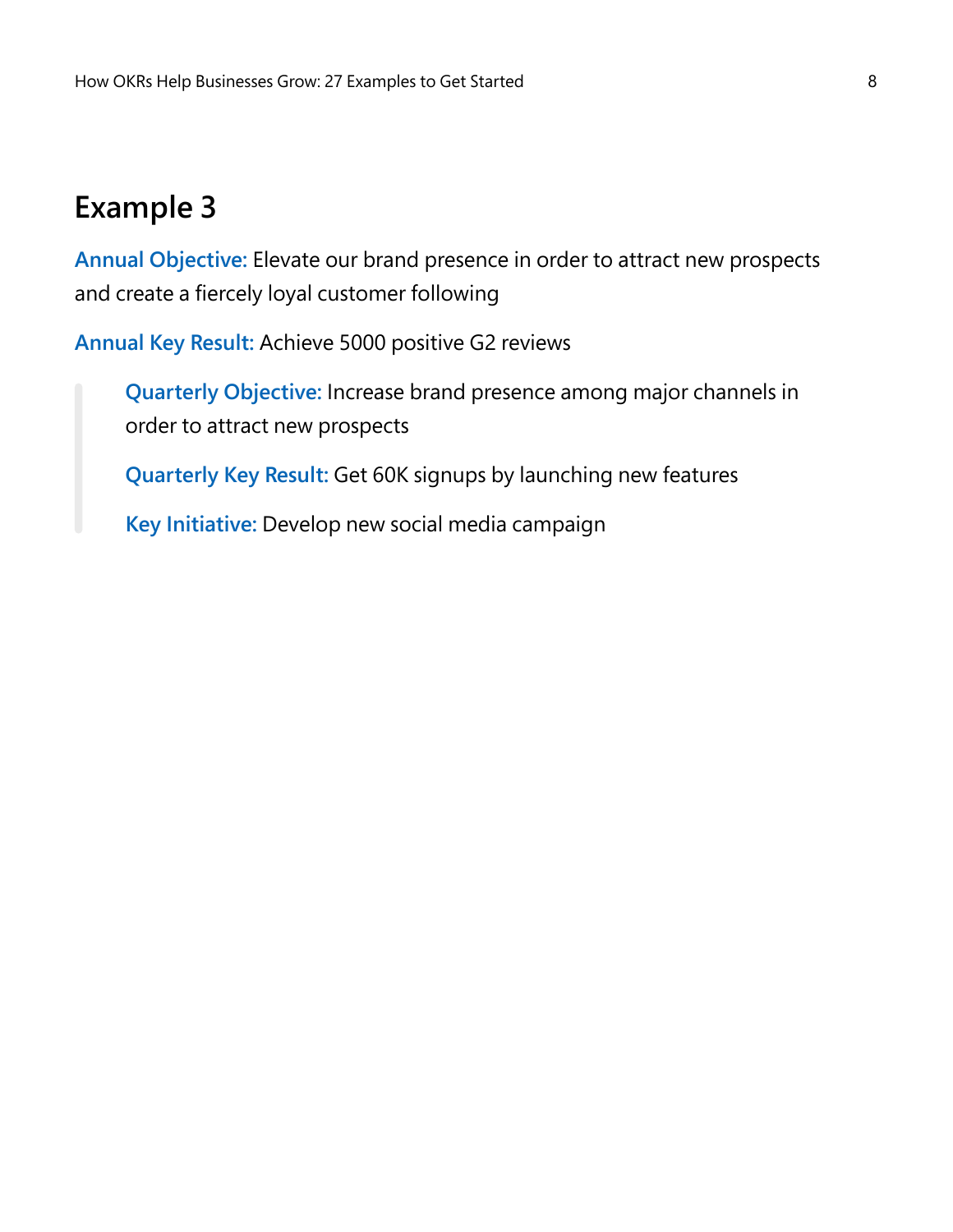## Example 3

**Annual Objective:** Elevate our brand presence in order to attract new prospects and create a fiercely loyal customer following

**Annual Key Result:** Achieve 5000 positive G2 reviews

> **Quarterly Objective:** Increase brand presence among major channels in order to attract new prospects
>
> **Quarterly Key Result:** Get 60K signups by launching new features
>
> **Key Initiative:** Develop new social media campaign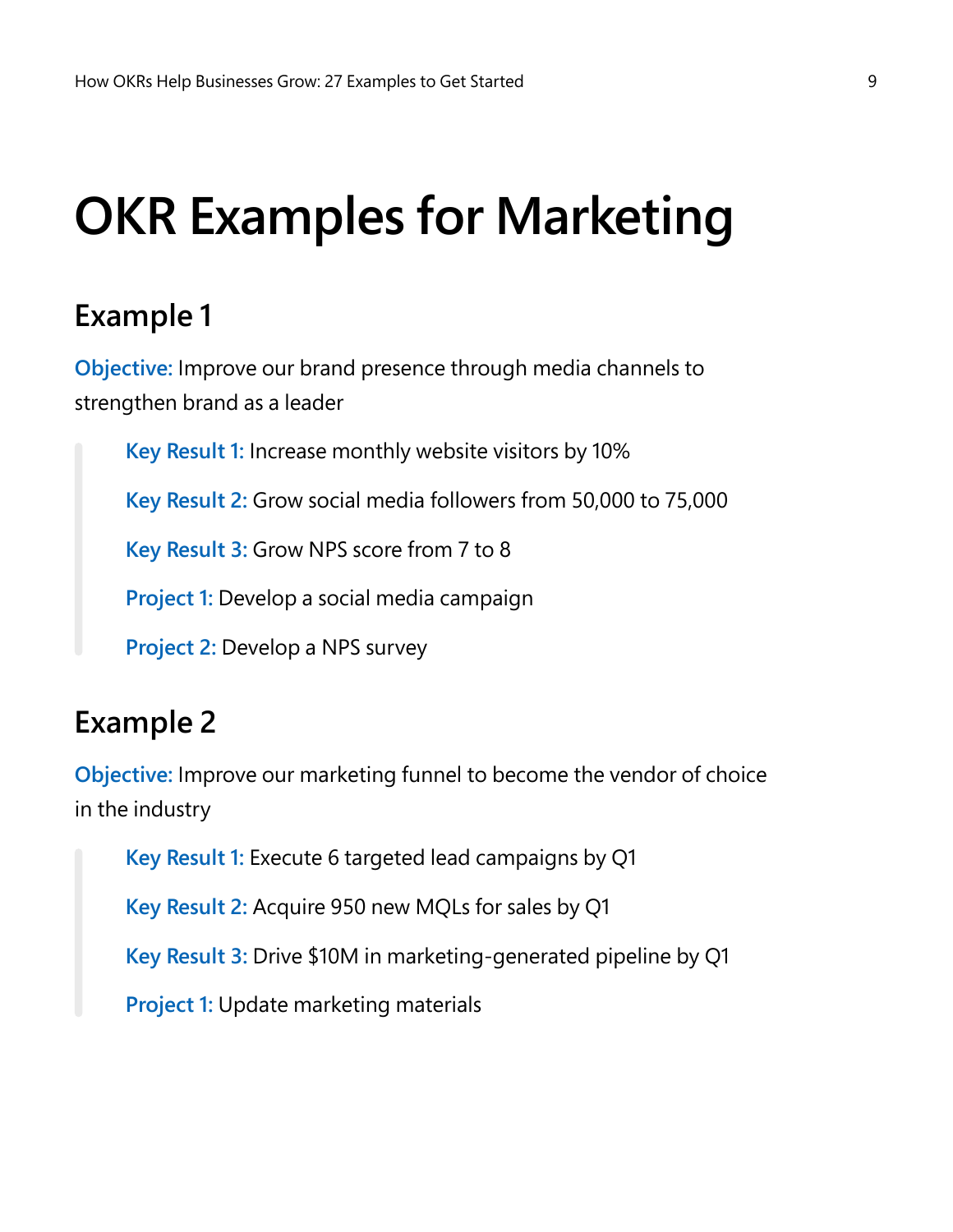# OKR Examples for Marketing

## Example 1

**Objective:** Improve our brand presence through media channels to strengthen brand as a leader

> **Key Result 1:** Increase monthly website visitors by 10%
>
> **Key Result 2:** Grow social media followers from 50,000 to 75,000
>
> **Key Result 3:** Grow NPS score from 7 to 8
>
> **Project 1:** Develop a social media campaign
>
> **Project 2:** Develop a NPS survey

## Example 2

**Objective:** Improve our marketing funnel to become the vendor of choice in the industry

> **Key Result 1:** Execute 6 targeted lead campaigns by Q1
>
> **Key Result 2:** Acquire 950 new MQLs for sales by Q1
>
> **Key Result 3:** Drive $10M in marketing-generated pipeline by Q1
>
> **Project 1:** Update marketing materials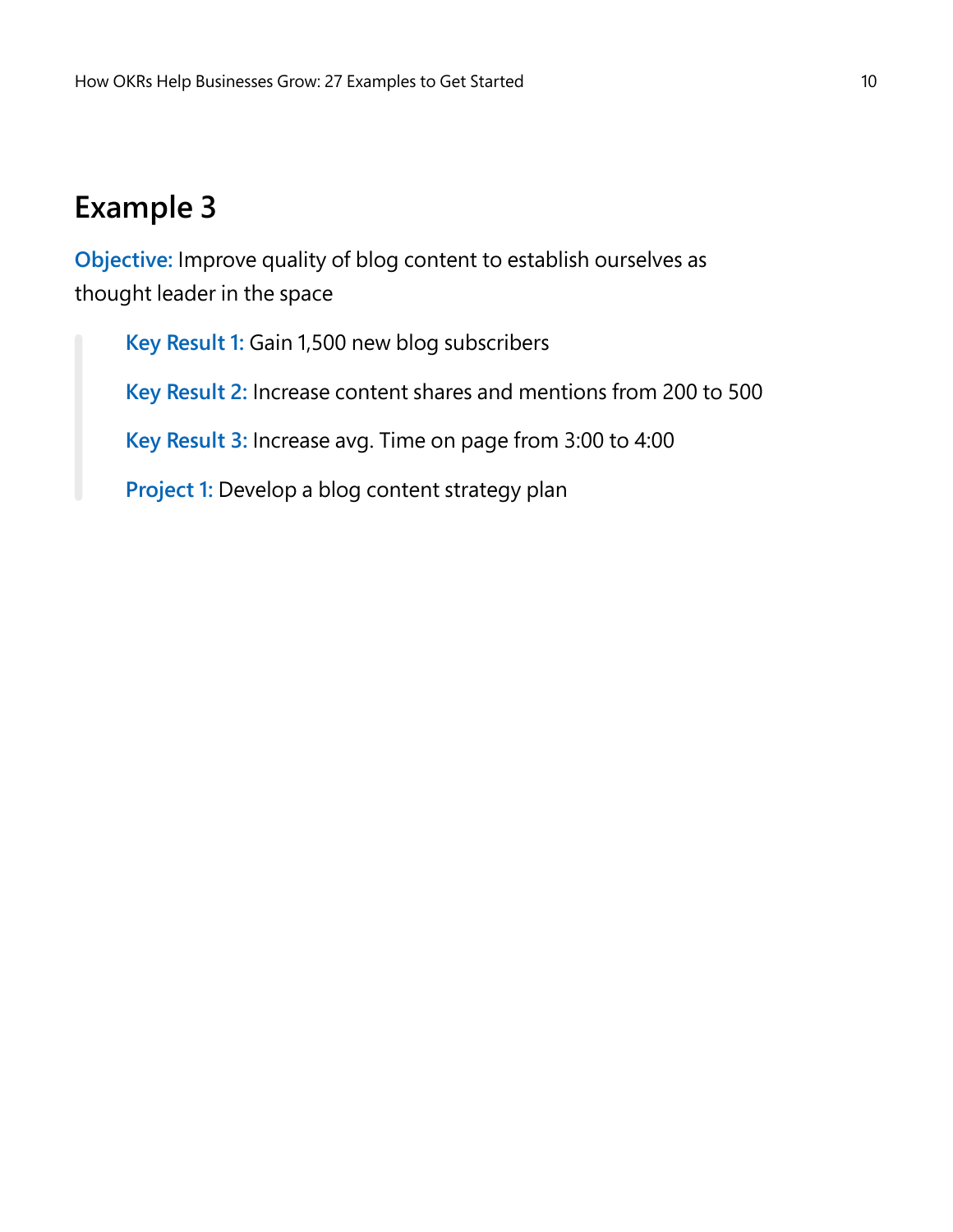## Example 3

**Objective:** Improve quality of blog content to establish ourselves as thought leader in the space

> **Key Result 1:** Gain 1,500 new blog subscribers
>
> **Key Result 2:** Increase content shares and mentions from 200 to 500
>
> **Key Result 3:** Increase avg. Time on page from 3:00 to 4:00
>
> **Project 1:** Develop a blog content strategy plan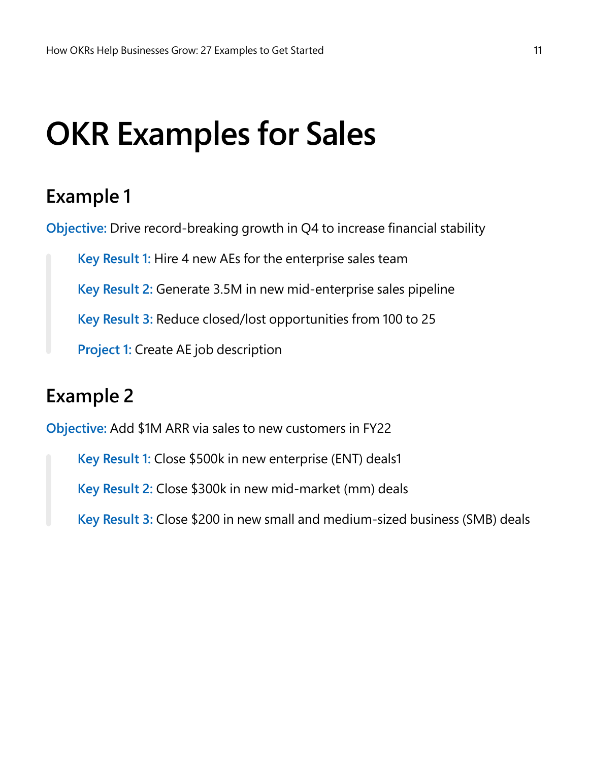# OKR Examples for Sales

## Example 1

**Objective:** Drive record-breaking growth in Q4 to increase financial stability

> **Key Result 1:** Hire 4 new AEs for the enterprise sales team
>
> **Key Result 2:** Generate 3.5M in new mid-enterprise sales pipeline
>
> **Key Result 3:** Reduce closed/lost opportunities from 100 to 25
>
> **Project 1:** Create AE job description

## Example 2

**Objective:** Add $1M ARR via sales to new customers in FY22

> **Key Result 1:** Close $500k in new enterprise (ENT) deals1
>
> **Key Result 2:** Close $300k in new mid-market (mm) deals
>
> **Key Result 3:** Close $200 in new small and medium-sized business (SMB) deals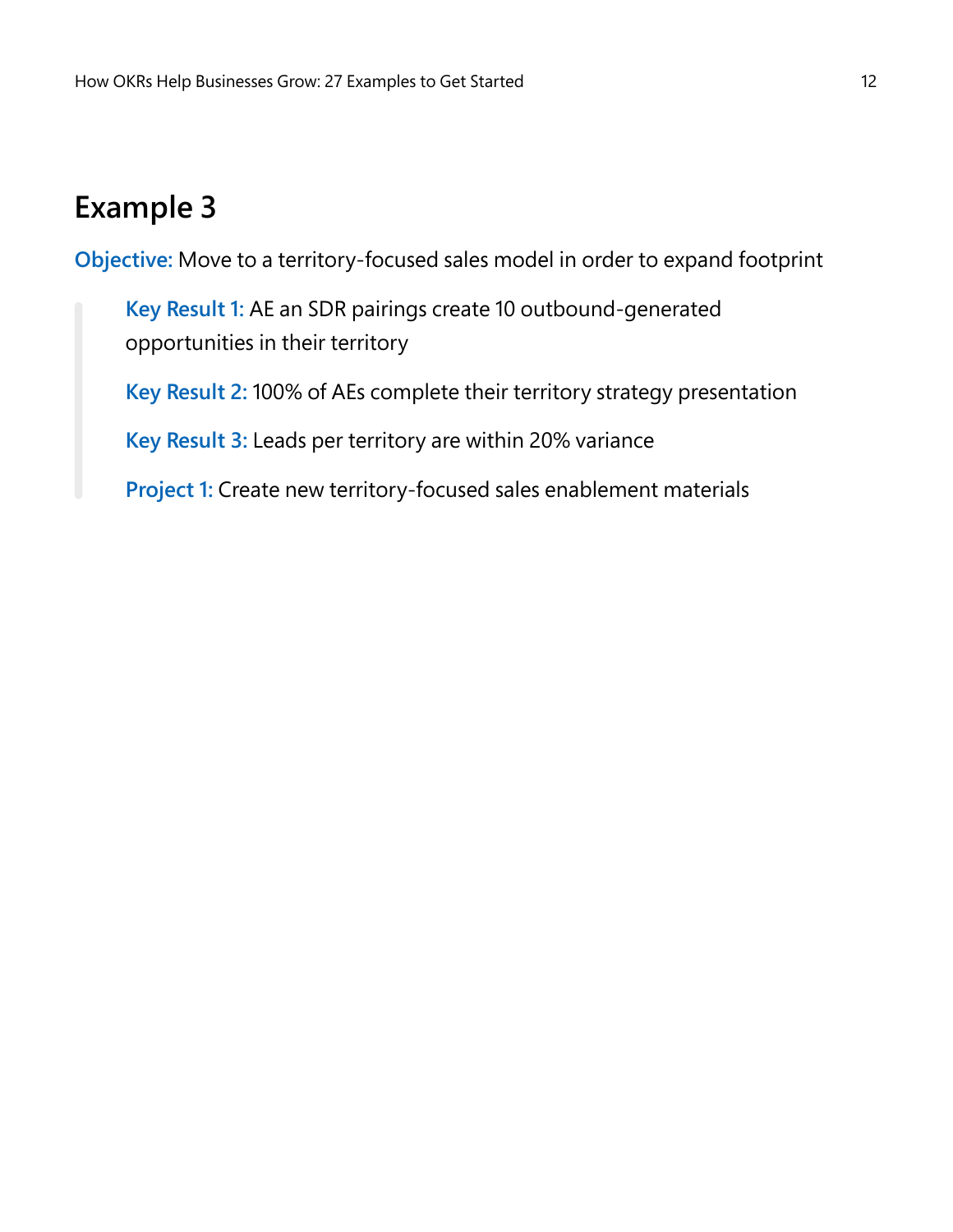## Example 3

**Objective:** Move to a territory-focused sales model in order to expand footprint

> **Key Result 1:** AE an SDR pairings create 10 outbound-generated opportunities in their territory
>
> **Key Result 2:** 100% of AEs complete their territory strategy presentation
>
> **Key Result 3:** Leads per territory are within 20% variance
>
> **Project 1:** Create new territory-focused sales enablement materials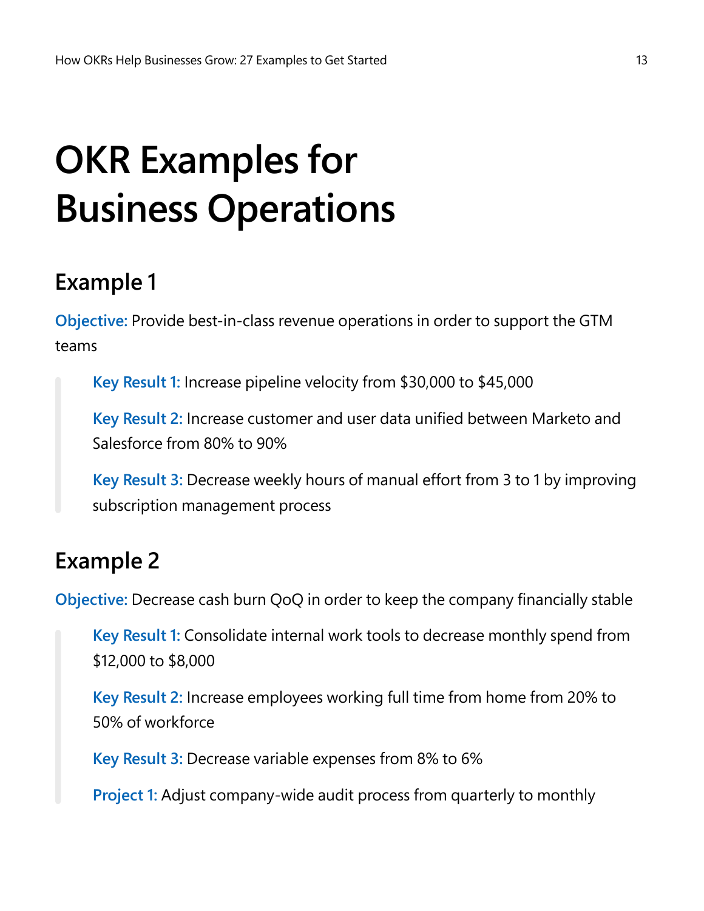# OKR Examples for Business Operations

## Example 1

**Objective:** Provide best-in-class revenue operations in order to support the GTM teams

> **Key Result 1:** Increase pipeline velocity from $30,000 to $45,000
>
> **Key Result 2:** Increase customer and user data unified between Marketo and Salesforce from 80% to 90%
>
> **Key Result 3:** Decrease weekly hours of manual effort from 3 to 1 by improving subscription management process

## Example 2

**Objective:** Decrease cash burn QoQ in order to keep the company financially stable

> **Key Result 1:** Consolidate internal work tools to decrease monthly spend from $12,000 to $8,000
>
> **Key Result 2:** Increase employees working full time from home from 20% to 50% of workforce
>
> **Key Result 3:** Decrease variable expenses from 8% to 6%
>
> **Project 1:** Adjust company-wide audit process from quarterly to monthly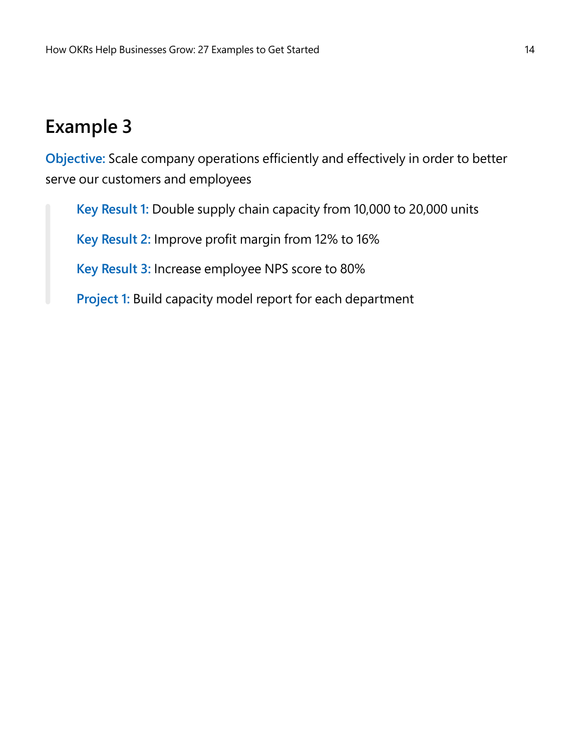## Example 3

**Objective:** Scale company operations efficiently and effectively in order to better serve our customers and employees

> **Key Result 1:** Double supply chain capacity from 10,000 to 20,000 units
>
> **Key Result 2:** Improve profit margin from 12% to 16%
>
> **Key Result 3:** Increase employee NPS score to 80%
>
> **Project 1:** Build capacity model report for each department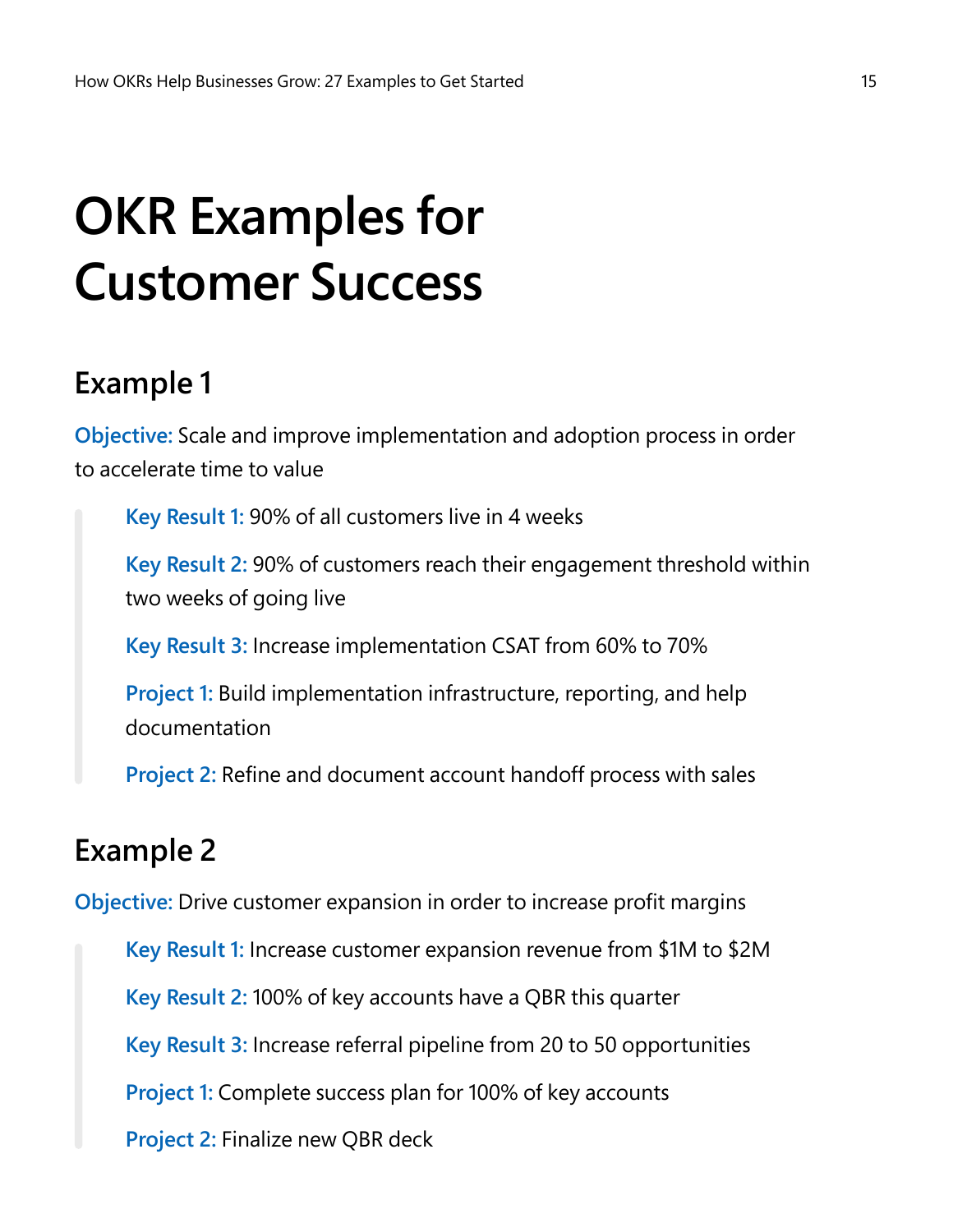# OKR Examples for Customer Success

## Example 1

**Objective:** Scale and improve implementation and adoption process in order to accelerate time to value

> **Key Result 1:** 90% of all customers live in 4 weeks
>
> **Key Result 2:** 90% of customers reach their engagement threshold within two weeks of going live
>
> **Key Result 3:** Increase implementation CSAT from 60% to 70%
>
> **Project 1:** Build implementation infrastructure, reporting, and help documentation
>
> **Project 2:** Refine and document account handoff process with sales

## Example 2

**Objective:** Drive customer expansion in order to increase profit margins

> **Key Result 1:** Increase customer expansion revenue from $1M to $2M
>
> **Key Result 2:** 100% of key accounts have a QBR this quarter
>
> **Key Result 3:** Increase referral pipeline from 20 to 50 opportunities
>
> **Project 1:** Complete success plan for 100% of key accounts
>
> **Project 2:** Finalize new QBR deck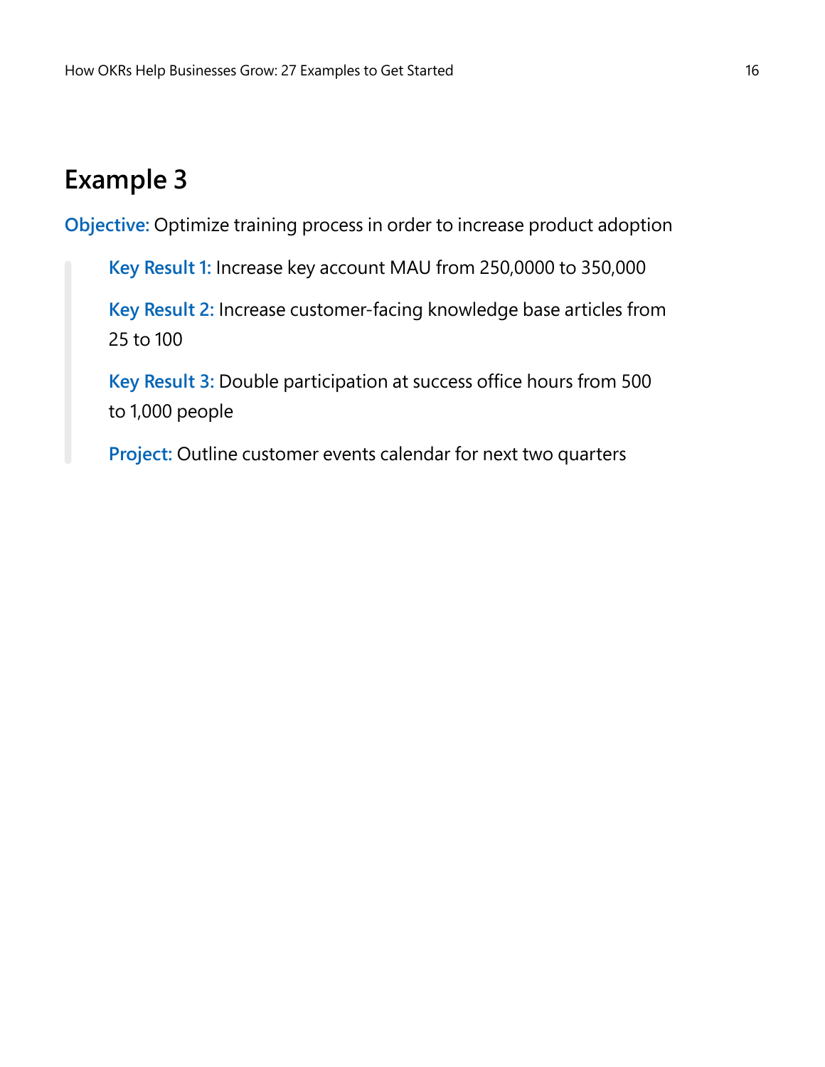## Example 3

**Objective:** Optimize training process in order to increase product adoption

> **Key Result 1:** Increase key account MAU from 250,0000 to 350,000
>
> **Key Result 2:** Increase customer-facing knowledge base articles from 25 to 100
>
> **Key Result 3:** Double participation at success office hours from 500 to 1,000 people
>
> **Project:** Outline customer events calendar for next two quarters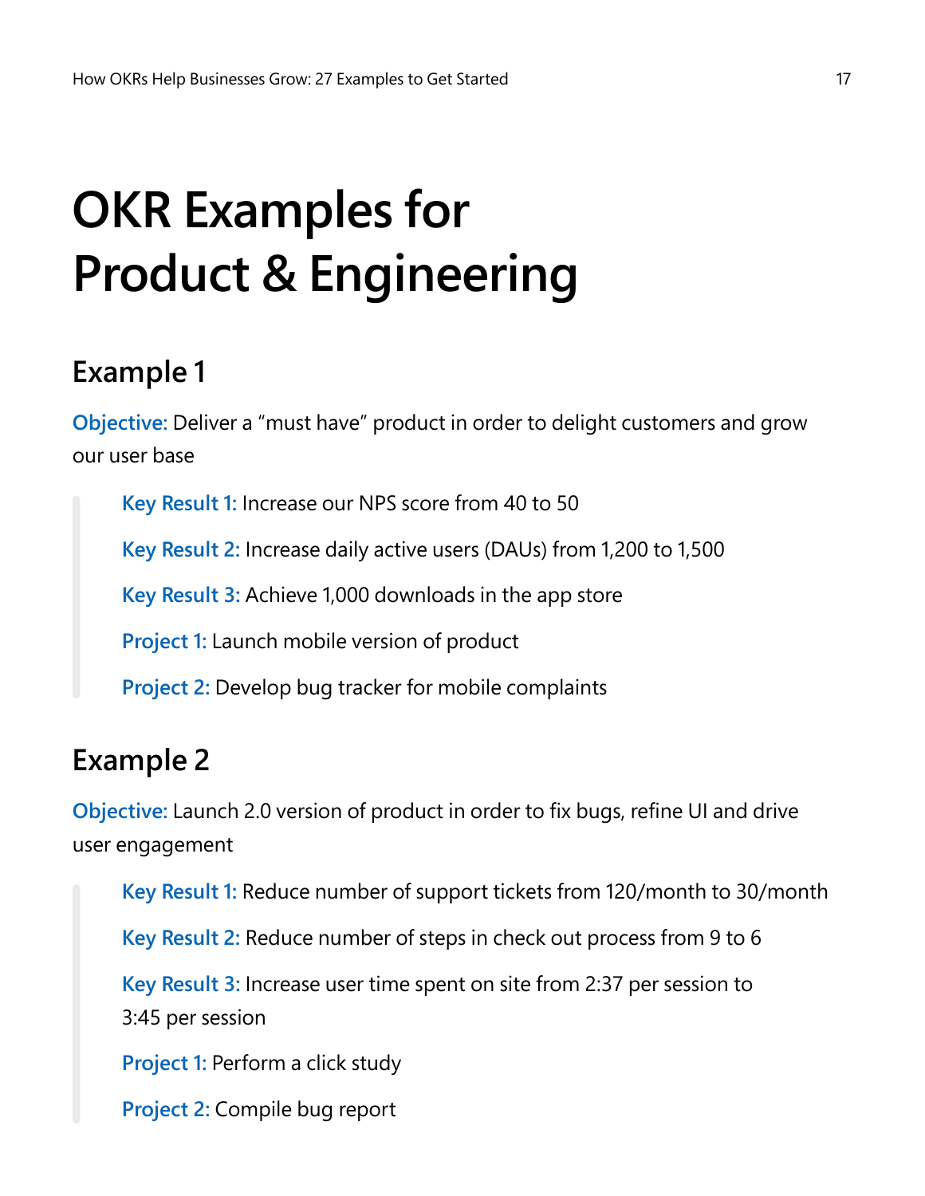# OKR Examples for Product & Engineering

## Example 1

**Objective:** Deliver a “must have” product in order to delight customers and grow our user base

> **Key Result 1:** Increase our NPS score from 40 to 50
>
> **Key Result 2:** Increase daily active users (DAUs) from 1,200 to 1,500
>
> **Key Result 3:** Achieve 1,000 downloads in the app store
>
> **Project 1:** Launch mobile version of product
>
> **Project 2:** Develop bug tracker for mobile complaints

## Example 2

**Objective:** Launch 2.0 version of product in order to fix bugs, refine UI and drive user engagement

> **Key Result 1:** Reduce number of support tickets from 120/month to 30/month
>
> **Key Result 2:** Reduce number of steps in check out process from 9 to 6
>
> **Key Result 3:** Increase user time spent on site from 2:37 per session to 3:45 per session
>
> **Project 1:** Perform a click study
>
> **Project 2:** Compile bug report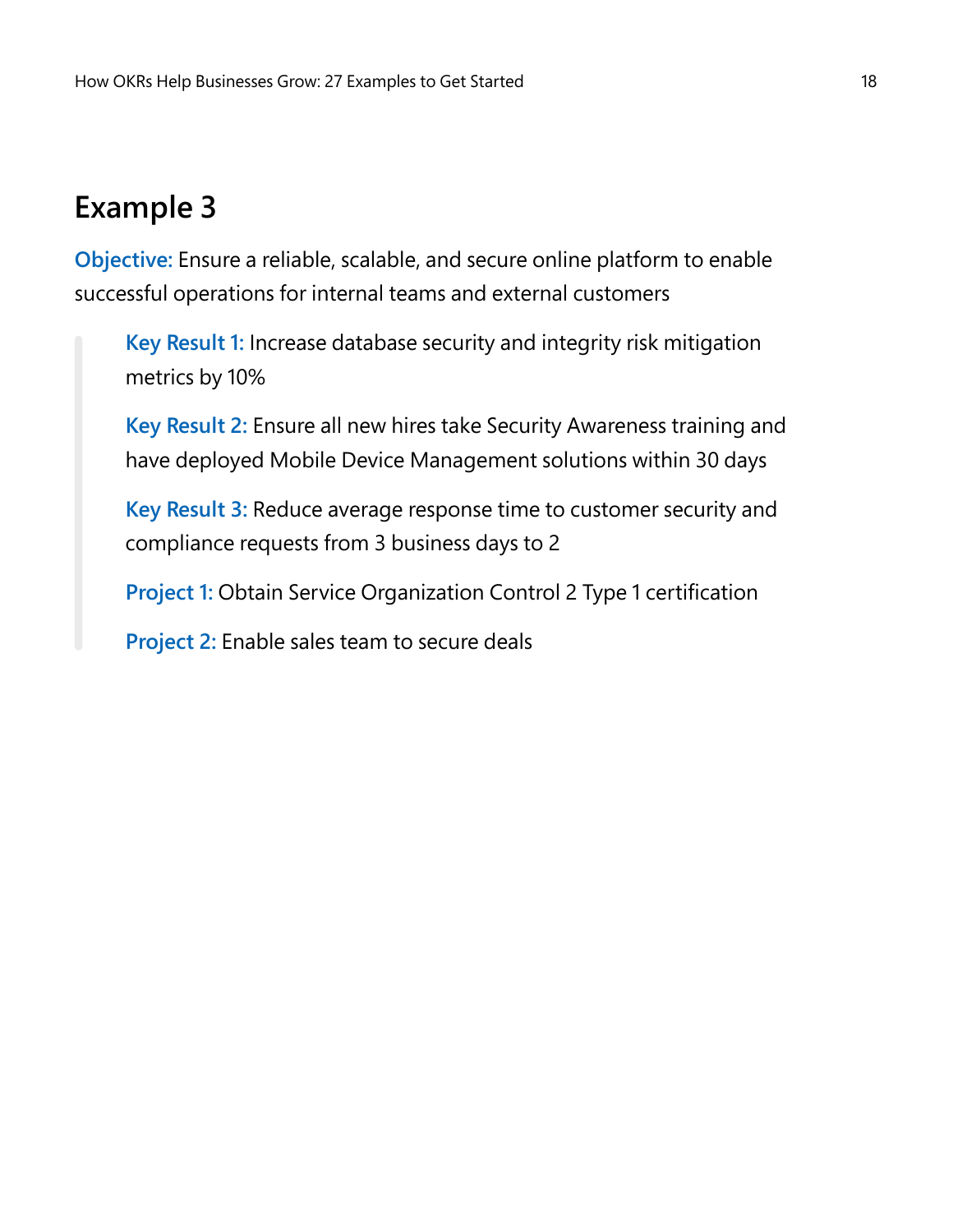## Example 3

**Objective:** Ensure a reliable, scalable, and secure online platform to enable successful operations for internal teams and external customers

> **Key Result 1:** Increase database security and integrity risk mitigation metrics by 10%
>
> **Key Result 2:** Ensure all new hires take Security Awareness training and have deployed Mobile Device Management solutions within 30 days
>
> **Key Result 3:** Reduce average response time to customer security and compliance requests from 3 business days to 2
>
> **Project 1:** Obtain Service Organization Control 2 Type 1 certification
>
> **Project 2:** Enable sales team to secure deals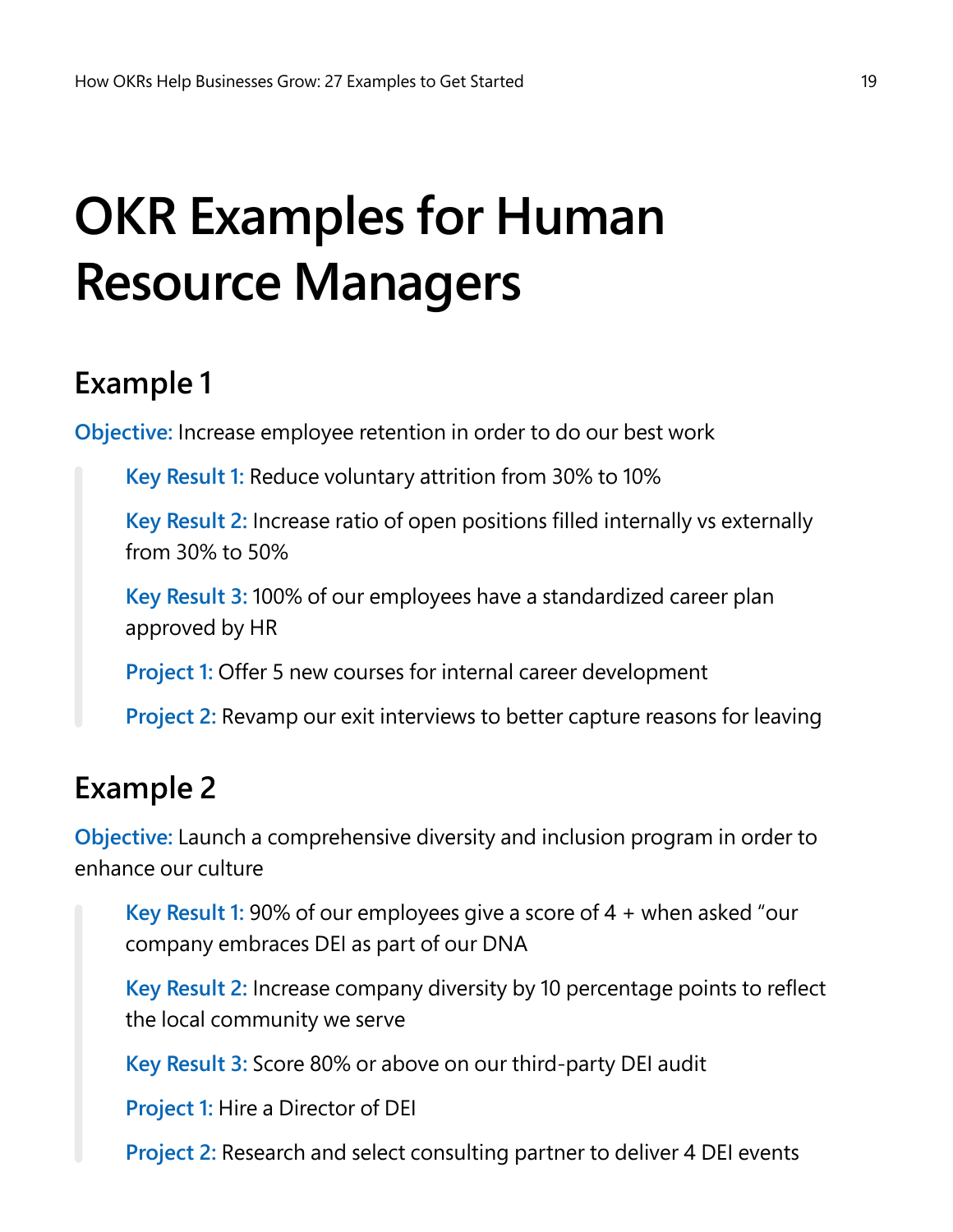# OKR Examples for Human Resource Managers

## Example 1

**Objective:** Increase employee retention in order to do our best work

> **Key Result 1:** Reduce voluntary attrition from 30% to 10%
>
> **Key Result 2:** Increase ratio of open positions filled internally vs externally from 30% to 50%
>
> **Key Result 3:** 100% of our employees have a standardized career plan approved by HR
>
> **Project 1:** Offer 5 new courses for internal career development
>
> **Project 2:** Revamp our exit interviews to better capture reasons for leaving

## Example 2

**Objective:** Launch a comprehensive diversity and inclusion program in order to enhance our culture

> **Key Result 1:** 90% of our employees give a score of 4 + when asked "our company embraces DEI as part of our DNA
>
> **Key Result 2:** Increase company diversity by 10 percentage points to reflect the local community we serve
>
> **Key Result 3:** Score 80% or above on our third-party DEI audit
>
> **Project 1:** Hire a Director of DEI
>
> **Project 2:** Research and select consulting partner to deliver 4 DEI events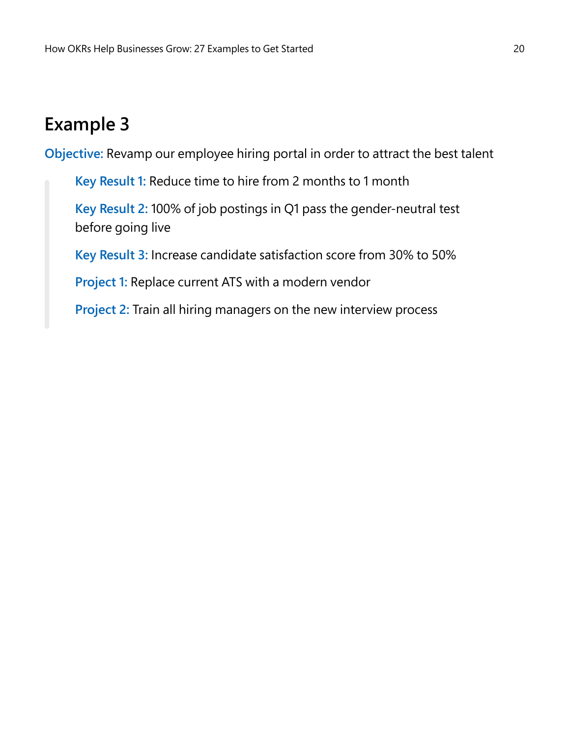## Example 3

**Objective:** Revamp our employee hiring portal in order to attract the best talent

> **Key Result 1:** Reduce time to hire from 2 months to 1 month
>
> **Key Result 2:** 100% of job postings in Q1 pass the gender-neutral test before going live
>
> **Key Result 3:** Increase candidate satisfaction score from 30% to 50%
>
> **Project 1:** Replace current ATS with a modern vendor
>
> **Project 2:** Train all hiring managers on the new interview process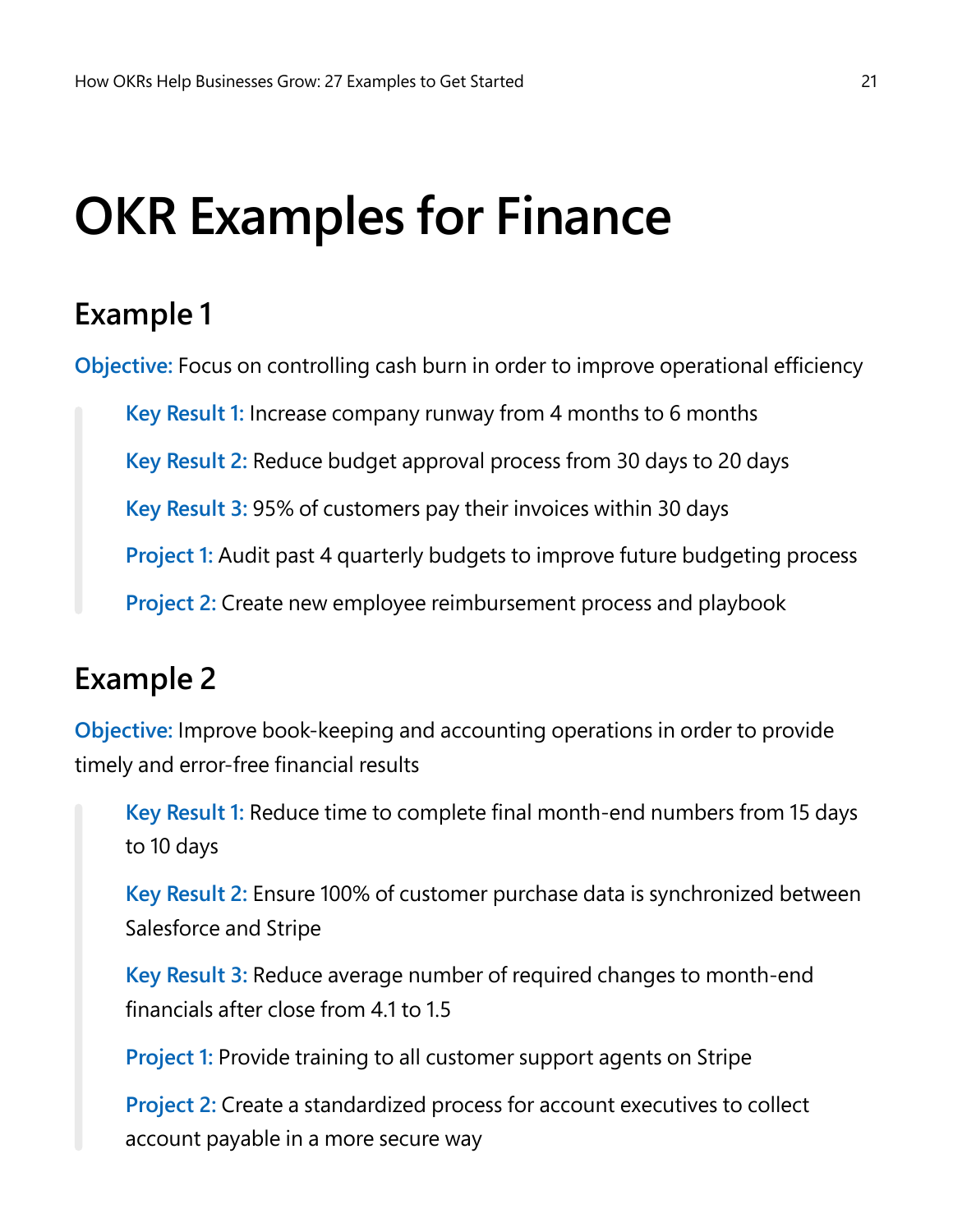# OKR Examples for Finance

## Example 1

**Objective:** Focus on controlling cash burn in order to improve operational efficiency

> **Key Result 1:** Increase company runway from 4 months to 6 months
>
> **Key Result 2:** Reduce budget approval process from 30 days to 20 days
>
> **Key Result 3:** 95% of customers pay their invoices within 30 days
>
> **Project 1:** Audit past 4 quarterly budgets to improve future budgeting process
>
> **Project 2:** Create new employee reimbursement process and playbook

## Example 2

**Objective:** Improve book-keeping and accounting operations in order to provide timely and error-free financial results

> **Key Result 1:** Reduce time to complete final month-end numbers from 15 days to 10 days
>
> **Key Result 2:** Ensure 100% of customer purchase data is synchronized between Salesforce and Stripe
>
> **Key Result 3:** Reduce average number of required changes to month-end financials after close from 4.1 to 1.5
>
> **Project 1:** Provide training to all customer support agents on Stripe
>
> **Project 2:** Create a standardized process for account executives to collect account payable in a more secure way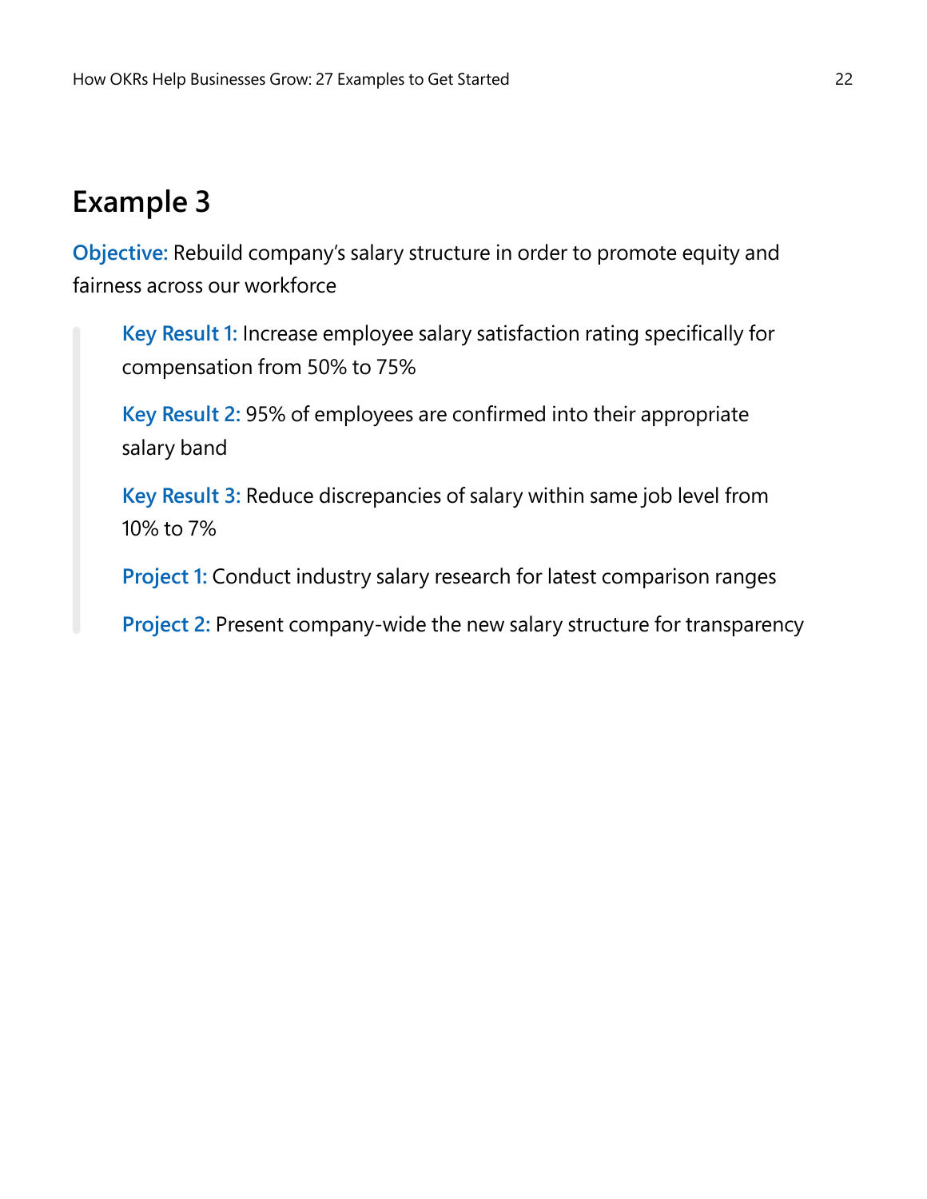## Example 3

**Objective:** Rebuild company's salary structure in order to promote equity and fairness across our workforce

> **Key Result 1:** Increase employee salary satisfaction rating specifically for compensation from 50% to 75%
>
> **Key Result 2:** 95% of employees are confirmed into their appropriate salary band
>
> **Key Result 3:** Reduce discrepancies of salary within same job level from 10% to 7%
>
> **Project 1:** Conduct industry salary research for latest comparison ranges
>
> **Project 2:** Present company-wide the new salary structure for transparency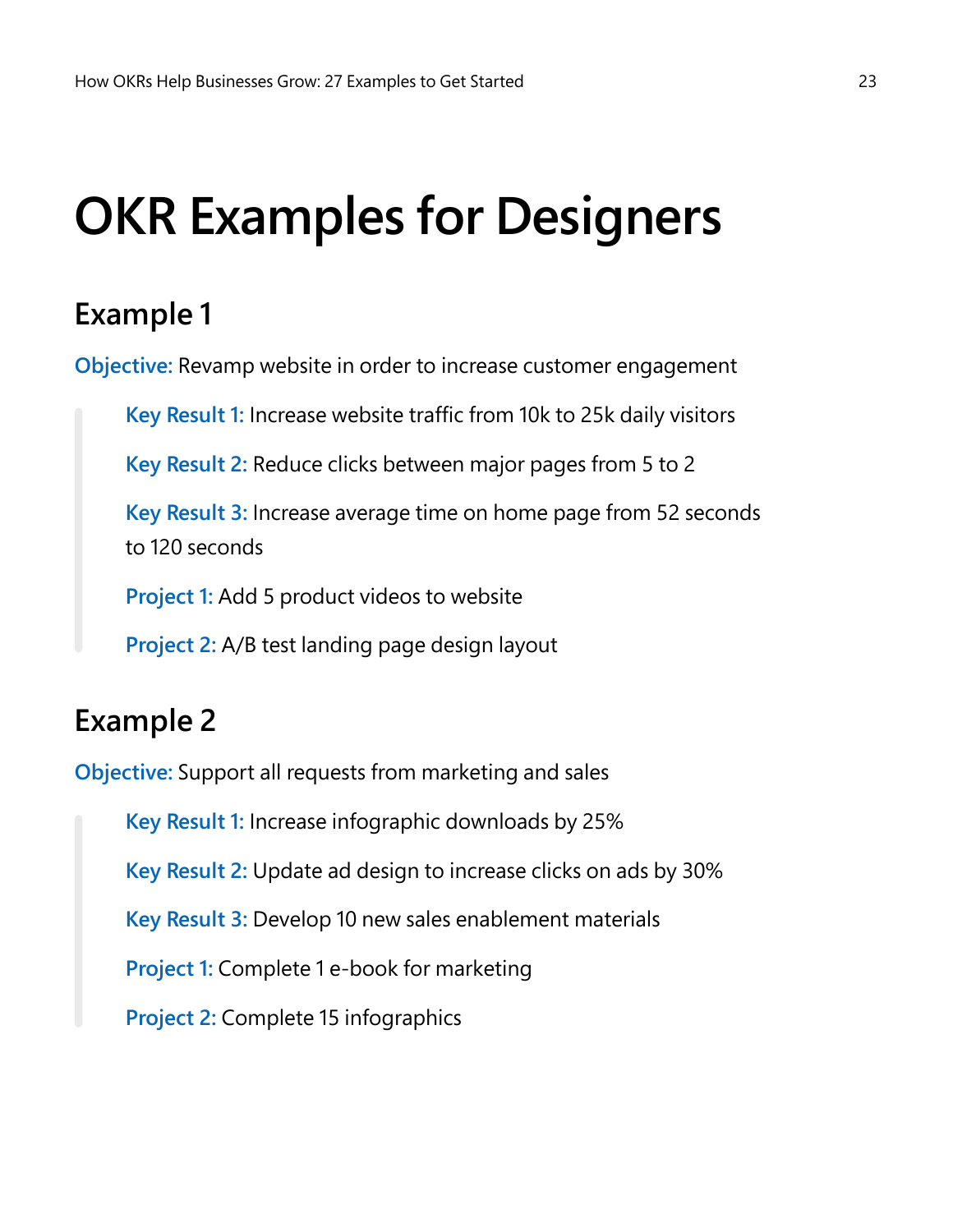# OKR Examples for Designers

## Example 1

**Objective:** Revamp website in order to increase customer engagement

> **Key Result 1:** Increase website traffic from 10k to 25k daily visitors
>
> **Key Result 2:** Reduce clicks between major pages from 5 to 2
>
> **Key Result 3:** Increase average time on home page from 52 seconds to 120 seconds
>
> **Project 1:** Add 5 product videos to website
>
> **Project 2:** A/B test landing page design layout

## Example 2

**Objective:** Support all requests from marketing and sales

> **Key Result 1:** Increase infographic downloads by 25%
>
> **Key Result 2:** Update ad design to increase clicks on ads by 30%
>
> **Key Result 3:** Develop 10 new sales enablement materials
>
> **Project 1:** Complete 1 e-book for marketing
>
> **Project 2:** Complete 15 infographics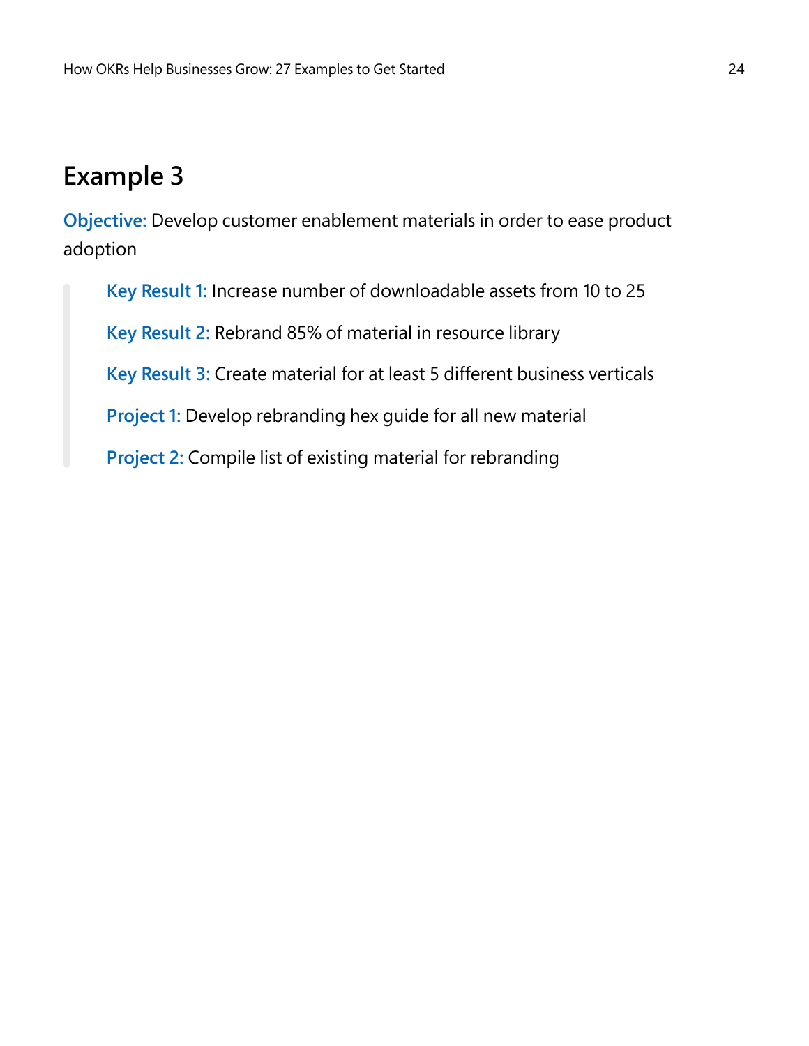## Example 3

**Objective:** Develop customer enablement materials in order to ease product adoption

> **Key Result 1:** Increase number of downloadable assets from 10 to 25
>
> **Key Result 2:** Rebrand 85% of material in resource library
>
> **Key Result 3:** Create material for at least 5 different business verticals
>
> **Project 1:** Develop rebranding hex guide for all new material
>
> **Project 2:** Compile list of existing material for rebranding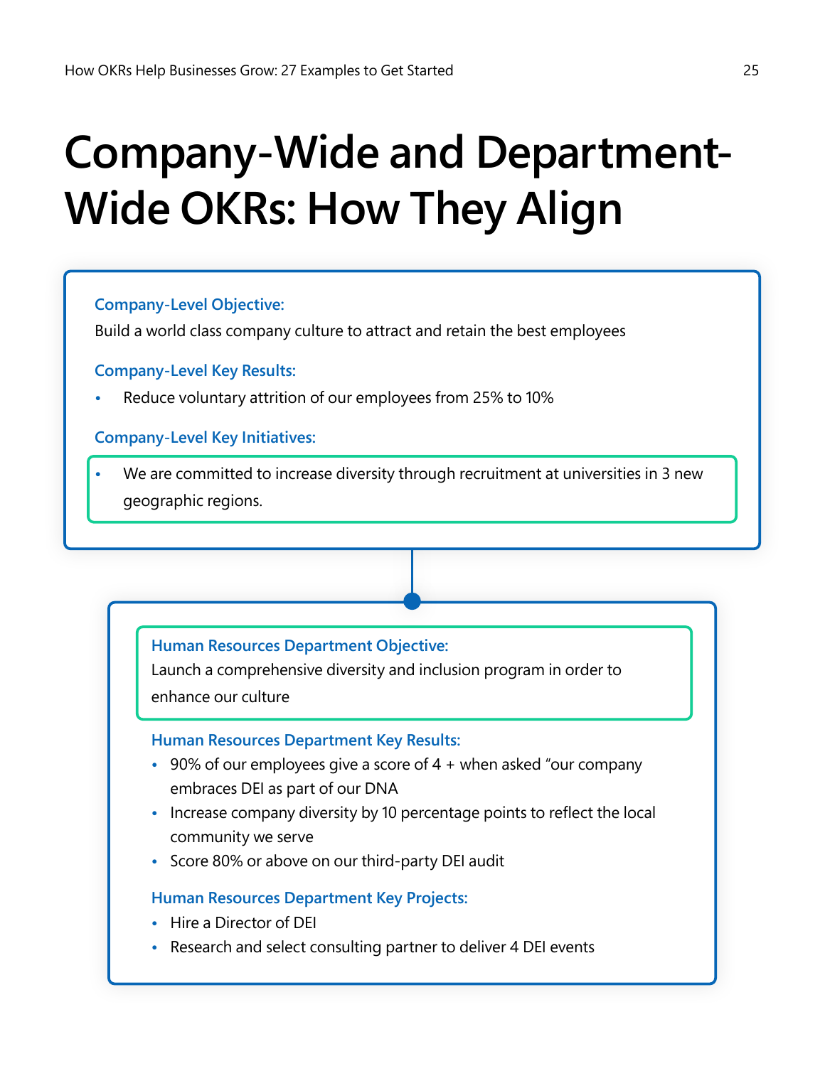# Company-Wide and Department-Wide OKRs: How They Align

**Company-Level Objective:**

Build a world class company culture to attract and retain the best employees

**Company-Level Key Results:**

- Reduce voluntary attrition of our employees from 25% to 10%

**Company-Level Key Initiatives:**

- We are committed to increase diversity through recruitment at universities in 3 new geographic regions.

**Human Resources Department Objective:**

Launch a comprehensive diversity and inclusion program in order to enhance our culture

**Human Resources Department Key Results:**

- 90% of our employees give a score of 4 + when asked "our company embraces DEI as part of our DNA
- Increase company diversity by 10 percentage points to reflect the local community we serve
- Score 80% or above on our third-party DEI audit

**Human Resources Department Key Projects:**

- Hire a Director of DEI
- Research and select consulting partner to deliver 4 DEI events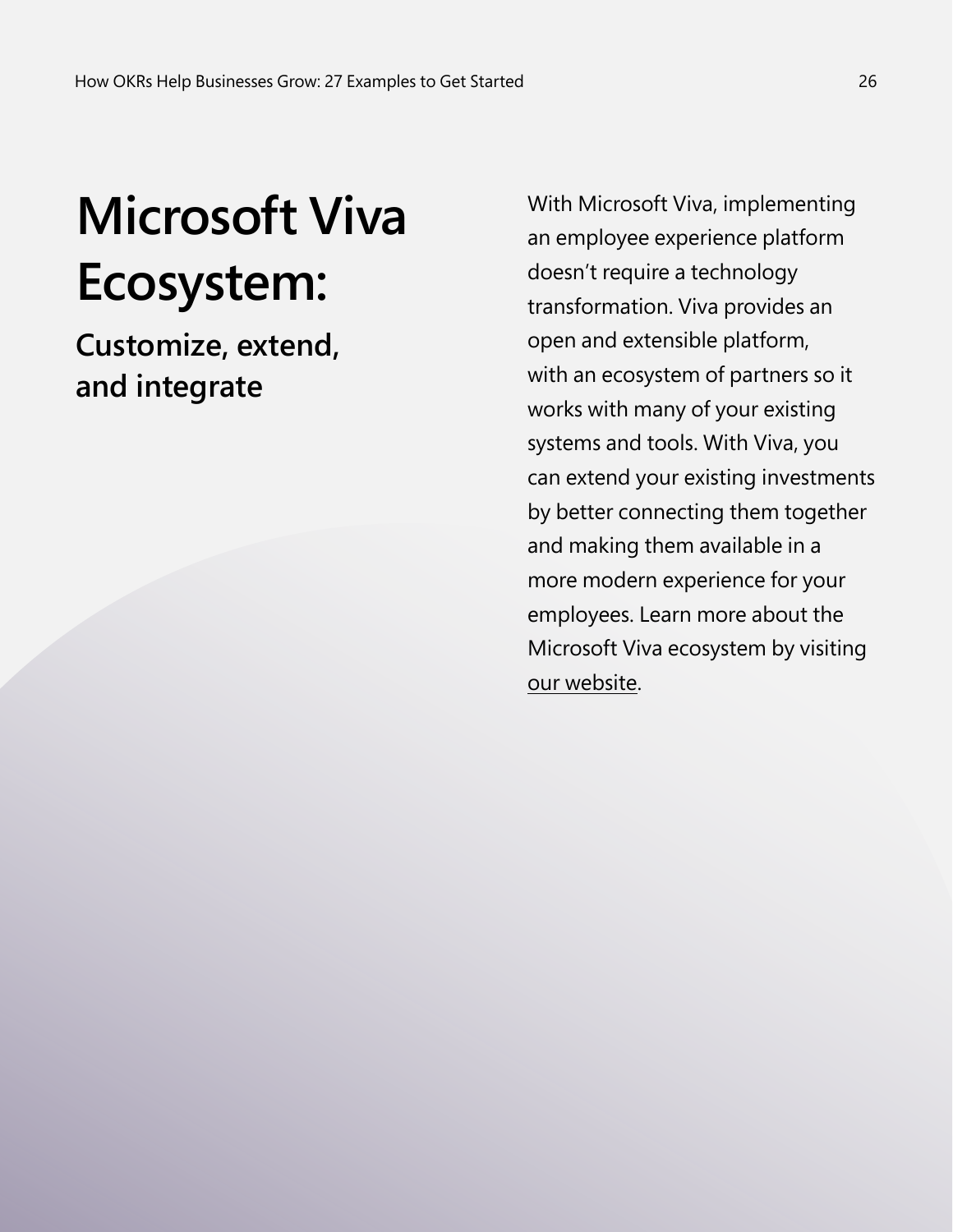# Microsoft Viva Ecosystem:

## Customize, extend, and integrate

With Microsoft Viva, implementing an employee experience platform doesn't require a technology transformation. Viva provides an open and extensible platform, with an ecosystem of partners so it works with many of your existing systems and tools. With Viva, you can extend your existing investments by better connecting them together and making them available in a more modern experience for your employees. Learn more about the Microsoft Viva ecosystem by visiting our website.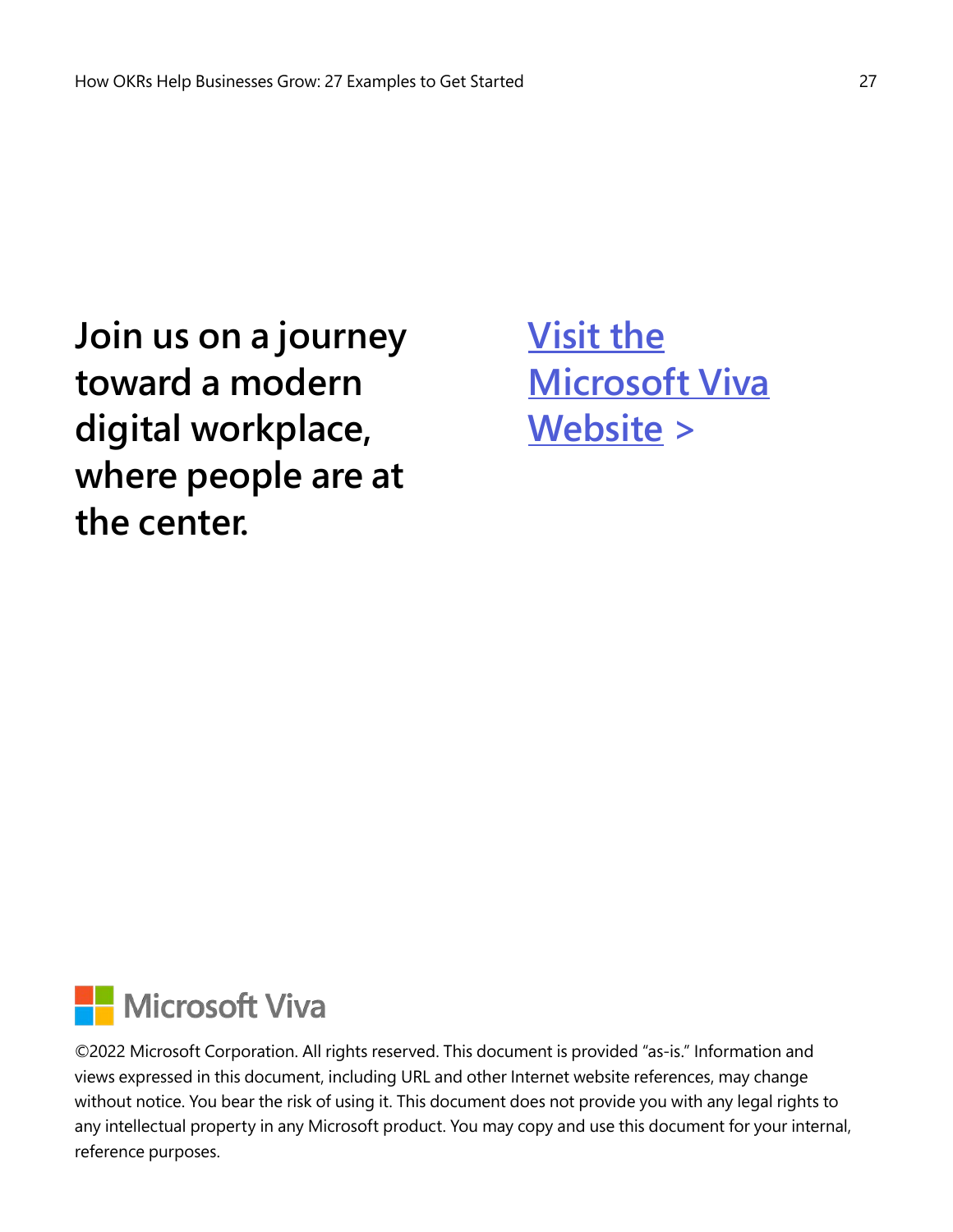**Join us on a journey toward a modern digital workplace, where people are at the center.**

**Visit the Microsoft Viva Website >**

Microsoft Viva

©2022 Microsoft Corporation. All rights reserved. This document is provided "as-is." Information and views expressed in this document, including URL and other Internet website references, may change without notice. You bear the risk of using it. This document does not provide you with any legal rights to any intellectual property in any Microsoft product. You may copy and use this document for your internal, reference purposes.